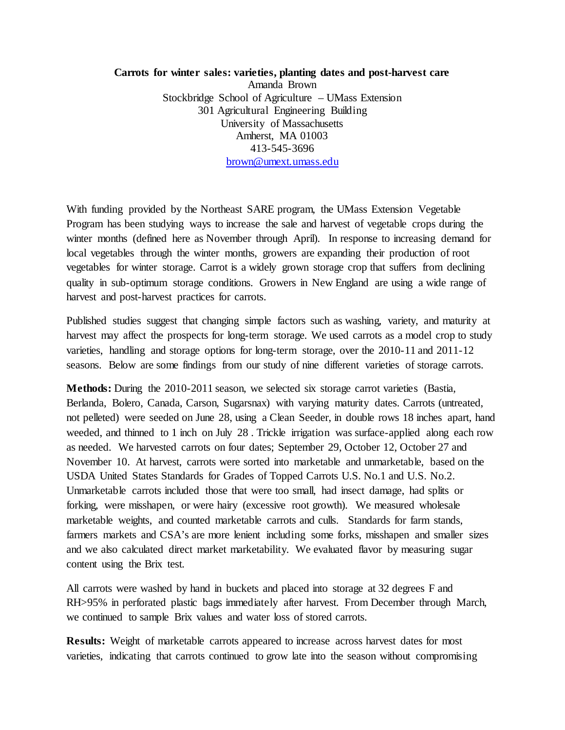**Carrots for winter sales: varieties, planting dates and post-harvest care**

Amanda Brown
Stockbridge School of Agriculture – UMass Extension
301 Agricultural Engineering Building
University of Massachusetts
Amherst, MA 01003
413-545-3696
brown@umext.umass.edu

With funding provided by the Northeast SARE program, the UMass Extension Vegetable Program has been studying ways to increase the sale and harvest of vegetable crops during the winter months (defined here as November through April). In response to increasing demand for local vegetables through the winter months, growers are expanding their production of root vegetables for winter storage. Carrot is a widely grown storage crop that suffers from declining quality in sub-optimum storage conditions. Growers in New England are using a wide range of harvest and post-harvest practices for carrots.

Published studies suggest that changing simple factors such as washing, variety, and maturity at harvest may affect the prospects for long-term storage. We used carrots as a model crop to study varieties, handling and storage options for long-term storage, over the 2010-11 and 2011-12 seasons. Below are some findings from our study of nine different varieties of storage carrots.

**Methods:** During the 2010-2011 season, we selected six storage carrot varieties (Bastia, Berlanda, Bolero, Canada, Carson, Sugarsnax) with varying maturity dates. Carrots (untreated, not pelleted) were seeded on June 28, using a Clean Seeder, in double rows 18 inches apart, hand weeded, and thinned to 1 inch on July 28 . Trickle irrigation was surface-applied along each row as needed. We harvested carrots on four dates; September 29, October 12, October 27 and November 10. At harvest, carrots were sorted into marketable and unmarketable, based on the USDA United States Standards for Grades of Topped Carrots U.S. No.1 and U.S. No.2. Unmarketable carrots included those that were too small, had insect damage, had splits or forking, were misshapen, or were hairy (excessive root growth). We measured wholesale marketable weights, and counted marketable carrots and culls. Standards for farm stands, farmers markets and CSA's are more lenient including some forks, misshapen and smaller sizes and we also calculated direct market marketability. We evaluated flavor by measuring sugar content using the Brix test.

All carrots were washed by hand in buckets and placed into storage at 32 degrees F and RH>95% in perforated plastic bags immediately after harvest. From December through March, we continued to sample Brix values and water loss of stored carrots.

**Results:** Weight of marketable carrots appeared to increase across harvest dates for most varieties, indicating that carrots continued to grow late into the season without compromising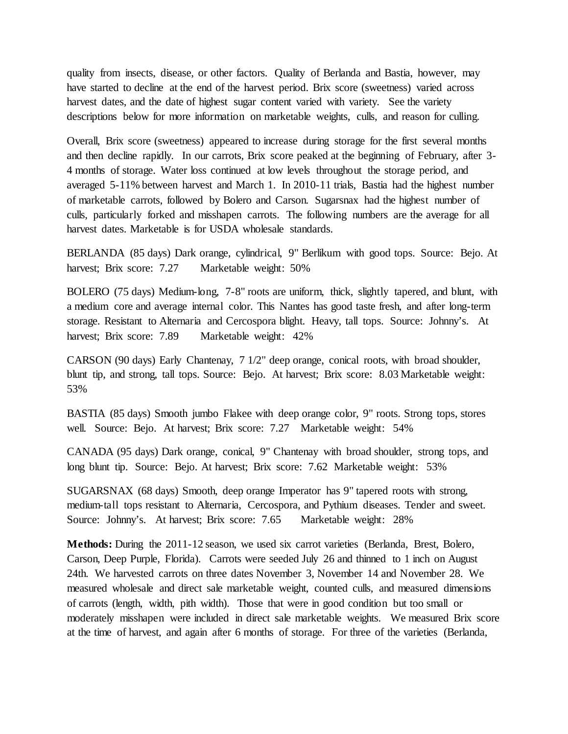quality from insects, disease, or other factors. Quality of Berlanda and Bastia, however, may have started to decline at the end of the harvest period. Brix score (sweetness) varied across harvest dates, and the date of highest sugar content varied with variety. See the variety descriptions below for more information on marketable weights, culls, and reason for culling.

Overall, Brix score (sweetness) appeared to increase during storage for the first several months and then decline rapidly. In our carrots, Brix score peaked at the beginning of February, after 3-4 months of storage. Water loss continued at low levels throughout the storage period, and averaged 5-11% between harvest and March 1. In 2010-11 trials, Bastia had the highest number of marketable carrots, followed by Bolero and Carson. Sugarsnax had the highest number of culls, particularly forked and misshapen carrots. The following numbers are the average for all harvest dates. Marketable is for USDA wholesale standards.

BERLANDA (85 days) Dark orange, cylindrical, 9" Berlikum with good tops. Source: Bejo. At harvest; Brix score: 7.27 Marketable weight: 50%

BOLERO (75 days) Medium-long, 7-8" roots are uniform, thick, slightly tapered, and blunt, with a medium core and average internal color. This Nantes has good taste fresh, and after long-term storage. Resistant to Alternaria and Cercospora blight. Heavy, tall tops. Source: Johnny's. At harvest; Brix score: 7.89 Marketable weight: 42%

CARSON (90 days) Early Chantenay, 7 1/2" deep orange, conical roots, with broad shoulder, blunt tip, and strong, tall tops. Source: Bejo. At harvest; Brix score: 8.03 Marketable weight: 53%

BASTIA (85 days) Smooth jumbo Flakee with deep orange color, 9" roots. Strong tops, stores well. Source: Bejo. At harvest; Brix score: 7.27 Marketable weight: 54%

CANADA (95 days) Dark orange, conical, 9" Chantenay with broad shoulder, strong tops, and long blunt tip. Source: Bejo. At harvest; Brix score: 7.62 Marketable weight: 53%

SUGARSNAX (68 days) Smooth, deep orange Imperator has 9" tapered roots with strong, medium-tall tops resistant to Alternaria, Cercospora, and Pythium diseases. Tender and sweet. Source: Johnny's. At harvest; Brix score: 7.65 Marketable weight: 28%

**Methods:** During the 2011-12 season, we used six carrot varieties (Berlanda, Brest, Bolero, Carson, Deep Purple, Florida). Carrots were seeded July 26 and thinned to 1 inch on August 24th. We harvested carrots on three dates November 3, November 14 and November 28. We measured wholesale and direct sale marketable weight, counted culls, and measured dimensions of carrots (length, width, pith width). Those that were in good condition but too small or moderately misshapen were included in direct sale marketable weights. We measured Brix score at the time of harvest, and again after 6 months of storage. For three of the varieties (Berlanda,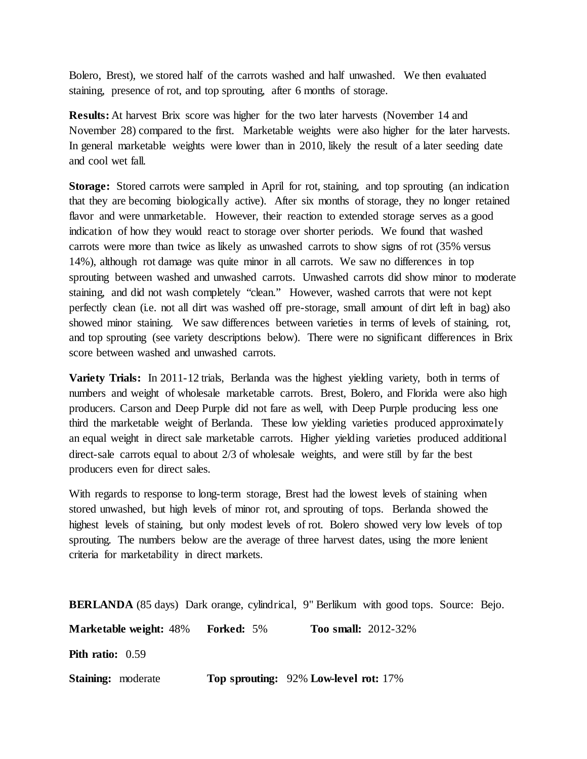Bolero, Brest), we stored half of the carrots washed and half unwashed. We then evaluated staining, presence of rot, and top sprouting, after 6 months of storage.

**Results:** At harvest Brix score was higher for the two later harvests (November 14 and November 28) compared to the first. Marketable weights were also higher for the later harvests. In general marketable weights were lower than in 2010, likely the result of a later seeding date and cool wet fall.

**Storage:** Stored carrots were sampled in April for rot, staining, and top sprouting (an indication that they are becoming biologically active). After six months of storage, they no longer retained flavor and were unmarketable. However, their reaction to extended storage serves as a good indication of how they would react to storage over shorter periods. We found that washed carrots were more than twice as likely as unwashed carrots to show signs of rot (35% versus 14%), although rot damage was quite minor in all carrots. We saw no differences in top sprouting between washed and unwashed carrots. Unwashed carrots did show minor to moderate staining, and did not wash completely "clean." However, washed carrots that were not kept perfectly clean (i.e. not all dirt was washed off pre-storage, small amount of dirt left in bag) also showed minor staining. We saw differences between varieties in terms of levels of staining, rot, and top sprouting (see variety descriptions below). There were no significant differences in Brix score between washed and unwashed carrots.

**Variety Trials:** In 2011-12 trials, Berlanda was the highest yielding variety, both in terms of numbers and weight of wholesale marketable carrots. Brest, Bolero, and Florida were also high producers. Carson and Deep Purple did not fare as well, with Deep Purple producing less one third the marketable weight of Berlanda. These low yielding varieties produced approximately an equal weight in direct sale marketable carrots. Higher yielding varieties produced additional direct-sale carrots equal to about 2/3 of wholesale weights, and were still by far the best producers even for direct sales.

With regards to response to long-term storage, Brest had the lowest levels of staining when stored unwashed, but high levels of minor rot, and sprouting of tops. Berlanda showed the highest levels of staining, but only modest levels of rot. Bolero showed very low levels of top sprouting. The numbers below are the average of three harvest dates, using the more lenient criteria for marketability in direct markets.

**BERLANDA** (85 days) Dark orange, cylindrical, 9" Berlikum with good tops. Source: Bejo.

**Marketable weight:** 48% **Forked:** 5% **Too small:** 2012-32%

**Pith ratio:** 0.59

**Staining:** moderate **Top sprouting:** 92% **Low-level rot:** 17%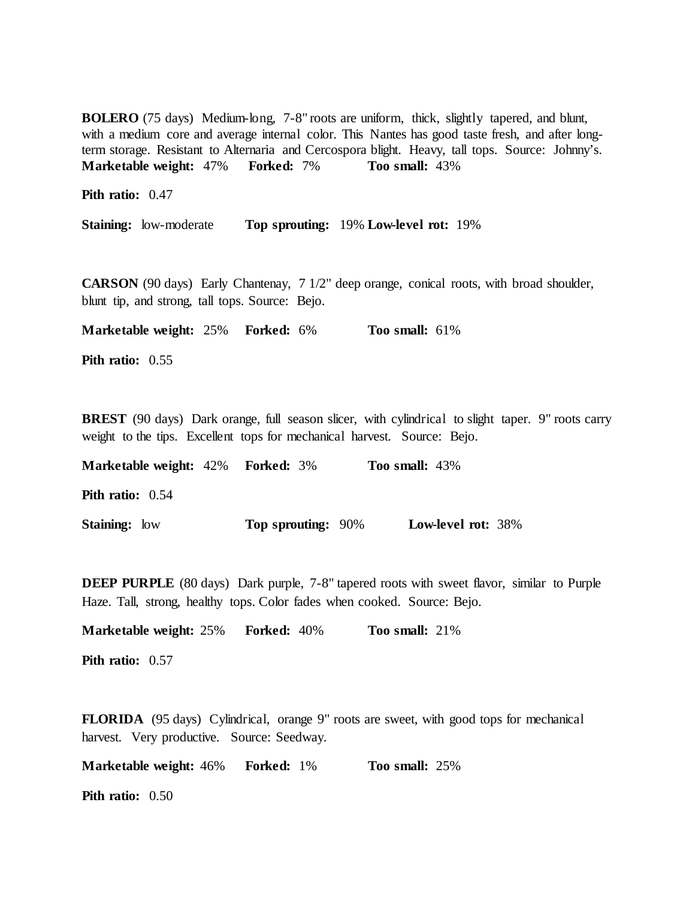**BOLERO** (75 days) Medium-long, 7-8" roots are uniform, thick, slightly tapered, and blunt, with a medium core and average internal color. This Nantes has good taste fresh, and after long-term storage. Resistant to Alternaria and Cercospora blight. Heavy, tall tops. Source: Johnny's.
**Marketable weight:** 47% **Forked:** 7% **Too small:** 43%

**Pith ratio:** 0.47

**Staining:** low-moderate **Top sprouting:** 19% **Low-level rot:** 19%

**CARSON** (90 days) Early Chantenay, 7 1/2" deep orange, conical roots, with broad shoulder, blunt tip, and strong, tall tops. Source: Bejo.

**Marketable weight:** 25% **Forked:** 6% **Too small:** 61%

**Pith ratio:** 0.55

**BREST** (90 days) Dark orange, full season slicer, with cylindrical to slight taper. 9" roots carry weight to the tips. Excellent tops for mechanical harvest. Source: Bejo.

**Marketable weight:** 42% **Forked:** 3% **Too small:** 43%

**Pith ratio:** 0.54

**Staining:** low **Top sprouting:** 90% **Low-level rot:** 38%

**DEEP PURPLE** (80 days) Dark purple, 7-8" tapered roots with sweet flavor, similar to Purple Haze. Tall, strong, healthy tops. Color fades when cooked. Source: Bejo.

**Marketable weight:** 25% **Forked:** 40% **Too small:** 21%

**Pith ratio:** 0.57

**FLORIDA** (95 days) Cylindrical, orange 9" roots are sweet, with good tops for mechanical harvest. Very productive. Source: Seedway.

**Marketable weight:** 46% **Forked:** 1% **Too small:** 25%

**Pith ratio:** 0.50